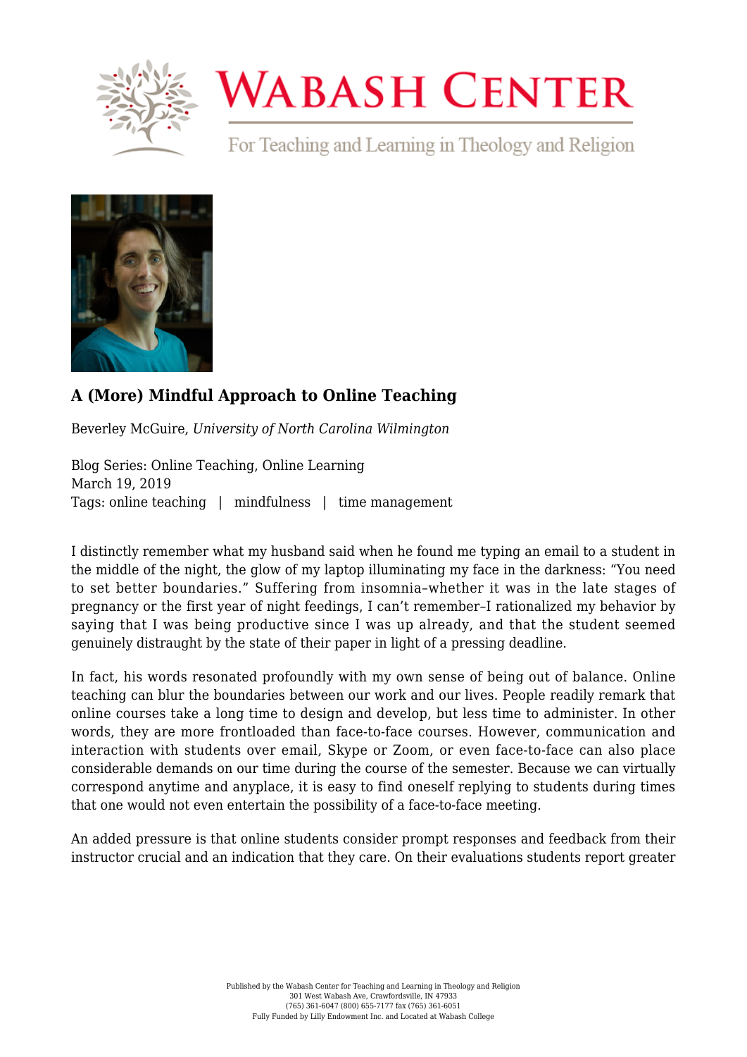## A (More) Mindful Approach to Online Teaching

Beverley McGuire, *University of North Carolina Wilmington*

Blog Series: Online Teaching, Online Learning
March 19, 2019
Tags: online teaching | mindfulness | time management

I distinctly remember what my husband said when he found me typing an email to a student in the middle of the night, the glow of my laptop illuminating my face in the darkness: "You need to set better boundaries." Suffering from insomnia–whether it was in the late stages of pregnancy or the first year of night feedings, I can't remember–I rationalized my behavior by saying that I was being productive since I was up already, and that the student seemed genuinely distraught by the state of their paper in light of a pressing deadline.

In fact, his words resonated profoundly with my own sense of being out of balance. Online teaching can blur the boundaries between our work and our lives. People readily remark that online courses take a long time to design and develop, but less time to administer. In other words, they are more frontloaded than face-to-face courses. However, communication and interaction with students over email, Skype or Zoom, or even face-to-face can also place considerable demands on our time during the course of the semester. Because we can virtually correspond anytime and anyplace, it is easy to find oneself replying to students during times that one would not even entertain the possibility of a face-to-face meeting.

An added pressure is that online students consider prompt responses and feedback from their instructor crucial and an indication that they care. On their evaluations students report greater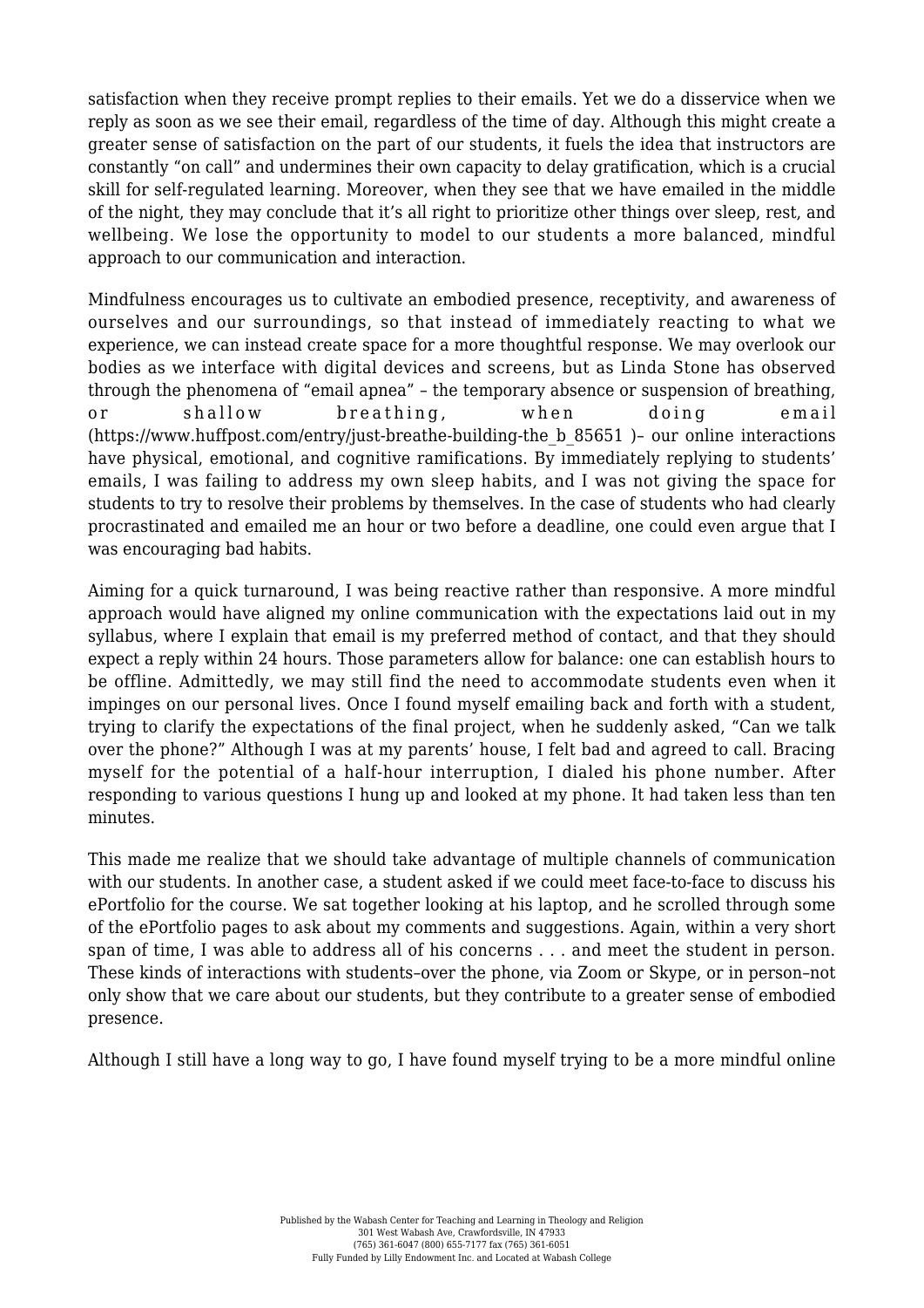satisfaction when they receive prompt replies to their emails. Yet we do a disservice when we reply as soon as we see their email, regardless of the time of day. Although this might create a greater sense of satisfaction on the part of our students, it fuels the idea that instructors are constantly "on call" and undermines their own capacity to delay gratification, which is a crucial skill for self-regulated learning. Moreover, when they see that we have emailed in the middle of the night, they may conclude that it's all right to prioritize other things over sleep, rest, and wellbeing. We lose the opportunity to model to our students a more balanced, mindful approach to our communication and interaction.

Mindfulness encourages us to cultivate an embodied presence, receptivity, and awareness of ourselves and our surroundings, so that instead of immediately reacting to what we experience, we can instead create space for a more thoughtful response. We may overlook our bodies as we interface with digital devices and screens, but as Linda Stone has observed through the phenomena of "email apnea" – the temporary absence or suspension of breathing, or shallow breathing, when doing email (https://www.huffpost.com/entry/just-breathe-building-the_b_85651 )– our online interactions have physical, emotional, and cognitive ramifications. By immediately replying to students' emails, I was failing to address my own sleep habits, and I was not giving the space for students to try to resolve their problems by themselves. In the case of students who had clearly procrastinated and emailed me an hour or two before a deadline, one could even argue that I was encouraging bad habits.

Aiming for a quick turnaround, I was being reactive rather than responsive. A more mindful approach would have aligned my online communication with the expectations laid out in my syllabus, where I explain that email is my preferred method of contact, and that they should expect a reply within 24 hours. Those parameters allow for balance: one can establish hours to be offline. Admittedly, we may still find the need to accommodate students even when it impinges on our personal lives. Once I found myself emailing back and forth with a student, trying to clarify the expectations of the final project, when he suddenly asked, "Can we talk over the phone?" Although I was at my parents' house, I felt bad and agreed to call. Bracing myself for the potential of a half-hour interruption, I dialed his phone number. After responding to various questions I hung up and looked at my phone. It had taken less than ten minutes.

This made me realize that we should take advantage of multiple channels of communication with our students. In another case, a student asked if we could meet face-to-face to discuss his ePortfolio for the course. We sat together looking at his laptop, and he scrolled through some of the ePortfolio pages to ask about my comments and suggestions. Again, within a very short span of time, I was able to address all of his concerns . . . and meet the student in person. These kinds of interactions with students–over the phone, via Zoom or Skype, or in person–not only show that we care about our students, but they contribute to a greater sense of embodied presence.

Although I still have a long way to go, I have found myself trying to be a more mindful online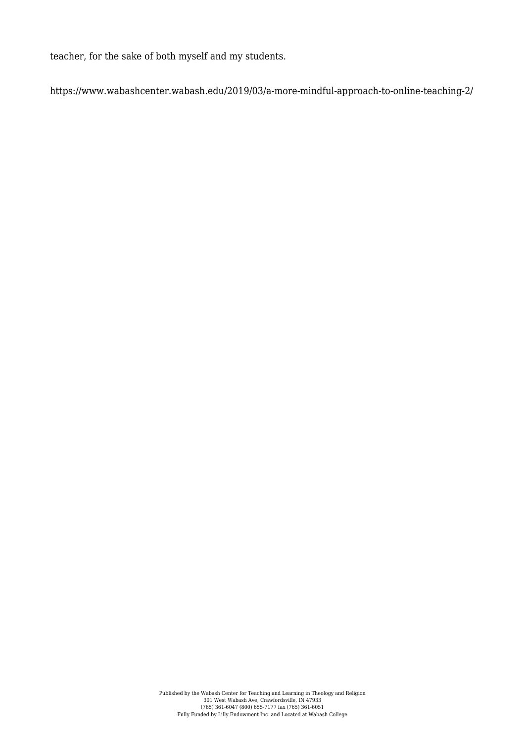teacher, for the sake of both myself and my students.

https://www.wabashcenter.wabash.edu/2019/03/a-more-mindful-approach-to-online-teaching-2/

Published by the Wabash Center for Teaching and Learning in Theology and Religion
301 West Wabash Ave, Crawfordsville, IN 47933
(765) 361-6047 (800) 655-7177 fax (765) 361-6051
Fully Funded by Lilly Endowment Inc. and Located at Wabash College